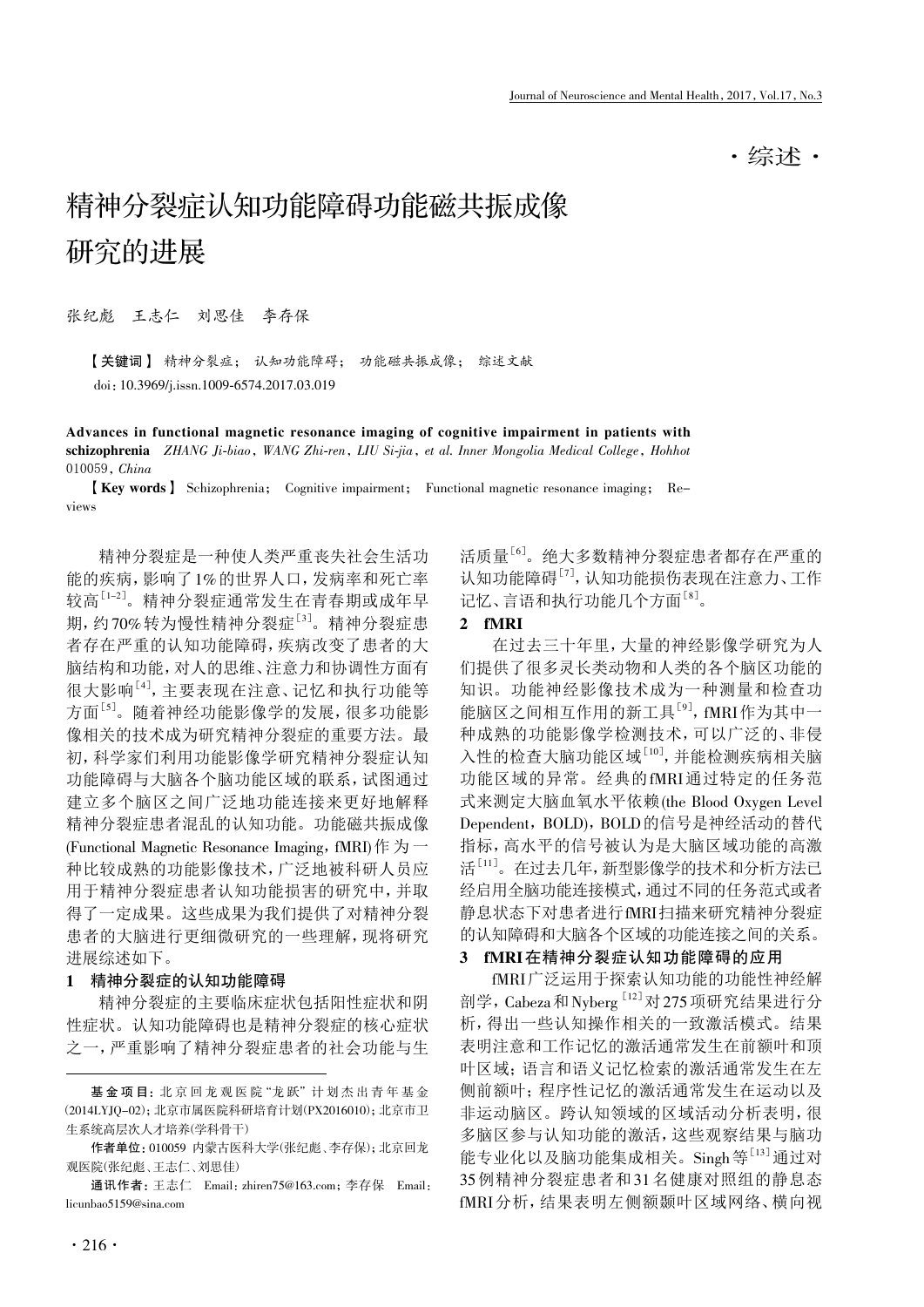·综述·

# 精神分裂症认知功能障碍功能磁共振成像研究的进展

张纪彪　王志仁　刘思佳　李存保

【关键词】 精神分裂症； 认知功能障碍； 功能磁共振成像； 综述文献

doi：10.3969/j.issn.1009-6574.2017.03.019

**Advances in functional magnetic resonance imaging of cognitive impairment in patients with schizophrenia** *ZHANG Ji-biao, WANG Zhi-ren, LIU Si-jia, et al. Inner Mongolia Medical College, Hohhot 010059, China*

【**Key words**】 Schizophrenia； Cognitive impairment； Functional magnetic resonance imaging； Reviews

精神分裂症是一种使人类严重丧失社会生活功能的疾病，影响了1%的世界人口，发病率和死亡率较高[1-2]。精神分裂症通常发生在青春期或成年早期，约70%转为慢性精神分裂症[3]。精神分裂症患者存在严重的认知功能障碍，疾病改变了患者的大脑结构和功能，对人的思维、注意力和协调性方面有很大影响[4]，主要表现在注意、记忆和执行功能等方面[5]。随着神经功能影像学的发展，很多功能影像相关的技术成为研究精神分裂症的重要方法。最初，科学家们利用功能影像学研究精神分裂症认知功能障碍与大脑各个脑功能区域的联系，试图通过建立多个脑区之间广泛地功能连接来更好地解释精神分裂症患者混乱的认知功能。功能磁共振成像(Functional Magnetic Resonance Imaging，fMRI)作为一种比较成熟的功能影像技术，广泛地被科研人员应用于精神分裂症患者认知功能损害的研究中，并取得了一定成果。这些成果为我们提供了对精神分裂患者的大脑进行更细微研究的一些理解，现将研究进展综述如下。

## 1 精神分裂症的认知功能障碍

精神分裂症的主要临床症状包括阳性症状和阴性症状。认知功能障碍也是精神分裂症的核心症状之一，严重影响了精神分裂症患者的社会功能与生活质量[6]。绝大多数精神分裂症患者都存在严重的认知功能障碍[7]，认知功能损伤表现在注意力、工作记忆、言语和执行功能几个方面[8]。

## 2 fMRI

在过去三十年里，大量的神经影像学研究为人们提供了很多灵长类动物和人类的各个脑区功能的知识。功能神经影像技术成为一种测量和检查功能脑区之间相互作用的新工具[9]，fMRI作为其中一种成熟的功能影像学检测技术，可以广泛的、非侵入性的检查大脑功能区域[10]，并能检测疾病相关脑功能区域的异常。经典的fMRI通过特定的任务范式来测定大脑血氧水平依赖(the Blood Oxygen Level Dependent，BOLD)，BOLD的信号是神经活动的替代指标，高水平的信号被认为是大脑区域功能的高激活[11]。在过去几年，新型影像学的技术和分析方法已经启用全脑功能连接模式，通过不同的任务范式或者静息状态下对患者进行fMRI扫描来研究精神分裂症的认知障碍和大脑各个区域的功能连接之间的关系。

## 3 fMRI在精神分裂症认知功能障碍的应用

fMRI广泛运用于探索认知功能的功能性神经解剖学，Cabeza和Nyberg[12]对275项研究结果进行分析，得出一些认知操作相关的一致激活模式。结果表明注意和工作记忆的激活通常发生在前额叶和顶叶区域；语言和语义记忆检索的激活通常发生在左侧前额叶；程序性记忆的激活通常发生在运动以及非运动脑区。跨认知领域的区域活动分析表明，很多脑区参与认知功能的激活，这些观察结果与脑功能专业化以及脑功能集成相关。Singh等[13]通过对35例精神分裂症患者和31名健康对照组的静息态fMRI分析，结果表明左侧额颞叶区域网络、横向视

---

基金项目：北京回龙观医院"龙跃"计划杰出青年基金(2014LYJQ-02)；北京市属医院科研培育计划(PX2016010)；北京市卫生系统高层次人才培养(学科骨干)

作者单位：010059 内蒙古医科大学(张纪彪、李存保)；北京回龙观医院(张纪彪、王志仁、刘思佳)

通讯作者：王志仁 Email：zhiren75@163.com；李存保 Email：licunbao5159@sina.com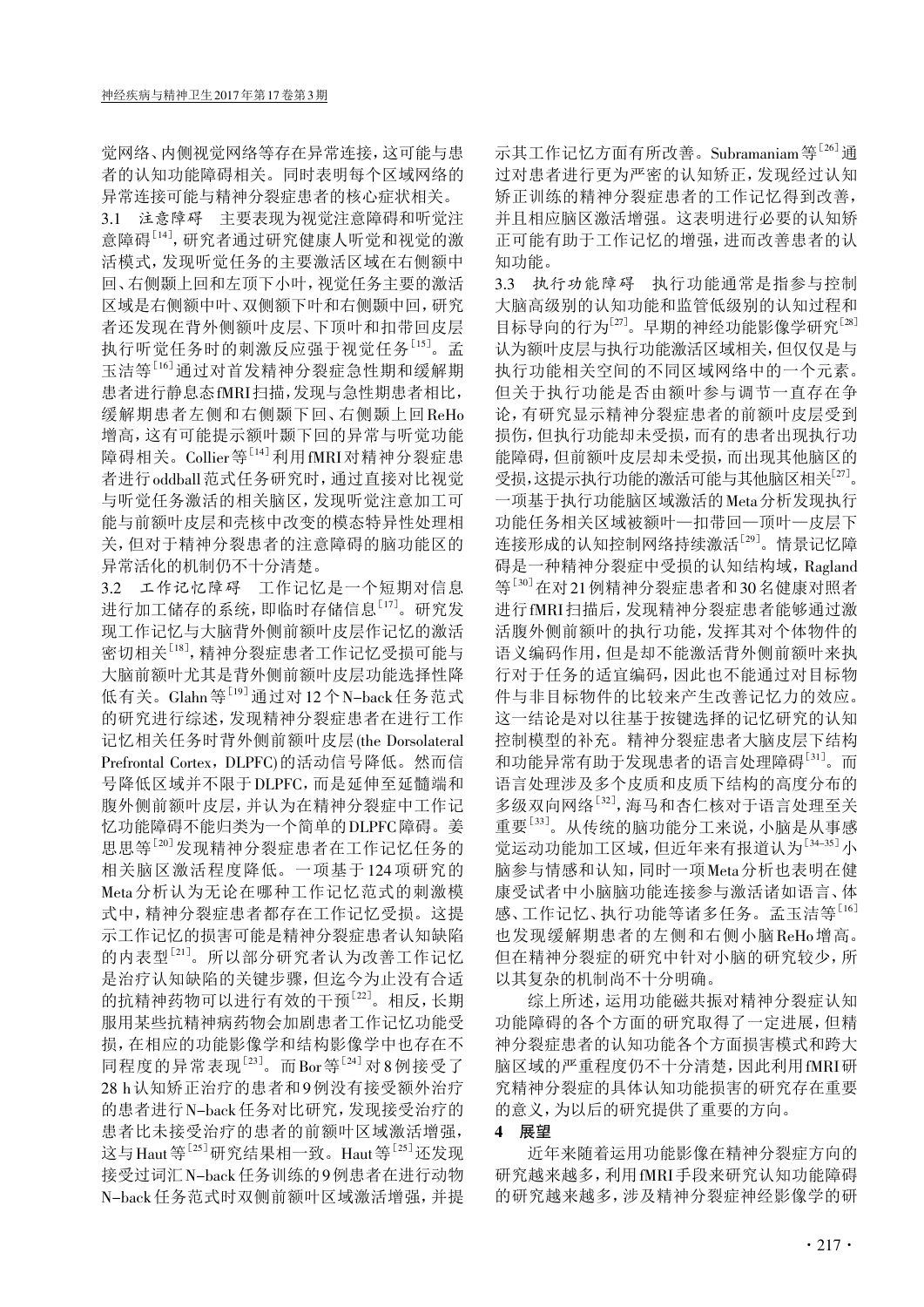觉网络、内侧视觉网络等存在异常连接，这可能与患者的认知功能障碍相关。同时表明每个区域网络的异常连接可能与精神分裂症患者的核心症状相关。

3.1 *注意障碍* 主要表现为视觉注意障碍和听觉注意障碍[14]，研究者通过研究健康人听觉和视觉的激活模式，发现听觉任务的主要激活区域在右侧额中回、右侧颞上回和左顶下小叶，视觉任务主要的激活区域是右侧额中叶、双侧额下叶和右侧颞中回，研究者还发现在背外侧额叶皮层、下顶叶和扣带回皮层执行听觉任务时的刺激反应强于视觉任务[15]。孟玉洁等[16]通过对首发精神分裂症急性期和缓解期患者进行静息态fMRI扫描，发现与急性期患者相比，缓解期患者左侧和右侧颞下回、右侧颞上回ReHo增高，这有可能提示额叶颞下回的异常与听觉功能障碍相关。Collier等[14]利用fMRI对精神分裂症患者进行oddball范式任务研究时，通过直接对比视觉与听觉任务激活的相关脑区，发现听觉注意加工可能与前额叶皮层和壳核中改变的模态特异性处理相关，但对于精神分裂患者的注意障碍的脑功能区的异常活化的机制仍不十分清楚。

3.2 *工作记忆障碍* 工作记忆是一个短期对信息进行加工储存的系统，即临时存储信息[17]。研究发现工作记忆与大脑背外侧前额叶皮层作记忆的激活密切相关[18]，精神分裂症患者工作记忆受损可能与大脑前额叶尤其是背外侧前额叶皮层功能选择性降低有关。Glahn等[19]通过对12个N-back任务范式的研究进行综述，发现精神分裂症患者在进行工作记忆相关任务时背外侧前额叶皮层(the Dorsolateral Prefrontal Cortex，DLPFC)的活动信号降低。然而信号降低区域并不限于DLPFC，而是延伸至延髓端和腹外侧前额叶皮层，并认为在精神分裂症中工作记忆功能障碍不能归类为一个简单的DLPFC障碍。姜思思等[20]发现精神分裂症患者在工作记忆任务的相关脑区激活程度降低。一项基于124项研究的Meta分析认为无论在哪种工作记忆范式的刺激模式中，精神分裂症患者都存在工作记忆受损。这提示工作记忆的损害可能是精神分裂症患者认知缺陷的内表型[21]。所以部分研究者认为改善工作记忆是治疗认知缺陷的关键步骤，但迄今为止没有合适的抗精神药物可以进行有效的干预[22]。相反，长期服用某些抗精神病药物会加剧患者工作记忆功能受损，在相应的功能影像学和结构影像学中也存在不同程度的异常表现[23]。而Bor等[24]对8例接受了28 h认知矫正治疗的患者和9例没有接受额外治疗的患者进行N-back任务对比研究，发现接受治疗的患者比未接受治疗的患者的前额叶区域激活增强，这与Haut等[25]研究结果相一致。Haut等[25]还发现接受过词汇N-back任务训练的9例患者在进行动物N-back任务范式时双侧前额叶区域激活增强，并提示其工作记忆方面有所改善。Subramaniam等[26]通过对患者进行更为严密的认知矫正，发现经过认知矫正训练的精神分裂症患者的工作记忆得到改善，并且相应脑区激活增强。这表明进行必要的认知矫正可能有助于工作记忆的增强，进而改善患者的认知功能。

3.3 *执行功能障碍* 执行功能通常是指参与控制大脑高级别的认知功能和监管低级别的认知过程和目标导向的行为[27]。早期的神经功能影像学研究[28]认为额叶皮层与执行功能激活区域相关，但仅仅是与执行功能相关空间的不同区域网络中的一个元素。但关于执行功能是否由额叶参与调节一直存在争论，有研究显示精神分裂症患者的前额叶皮层受到损伤，但执行功能却未受损，而有的患者出现执行功能障碍，但前额叶皮层却未受损，而出现其他脑区的受损，这提示执行功能的激活可能与其他脑区相关[27]。一项基于执行功能脑区域激活的Meta分析发现执行功能任务相关区域被额叶—扣带回—顶叶—皮层下连接形成的认知控制网络持续激活[29]。情景记忆障碍是一种精神分裂症中受损的认知结构域，Ragland等[30]在对21例精神分裂症患者和30名健康对照者进行fMRI扫描后，发现精神分裂症患者能够通过激活腹外侧前额叶的执行功能，发挥其对个体物件的语义编码作用，但是却不能激活背外侧前额叶来执行对于任务的适宜编码，因此也不能通过对目标物件与非目标物件的比较来产生改善记忆力的效应。这一结论是对以往基于按键选择的记忆研究的认知控制模型的补充。精神分裂症患者大脑皮层下结构和功能异常有助于发现患者的语言处理障碍[31]。而语言处理涉及多个皮质和皮质下结构的高度分布的多级双向网络[32]，海马和杏仁核对于语言处理至关重要[33]。从传统的脑功能分工来说，小脑是从事感觉运动功能加工区域，但近年来有报道认为[34-35]小脑参与情感和认知，同时一项Meta分析也表明在健康受试者中小脑脑功能连接参与激活诸如语言、体感、工作记忆、执行功能等诸多任务。孟玉洁等[16]也发现缓解期患者的左侧和右侧小脑ReHo增高。但在精神分裂症的研究中针对小脑的研究较少，所以其复杂的机制尚不十分明确。

综上所述，运用功能磁共振对精神分裂症认知功能障碍的各个方面的研究取得了一定进展，但精神分裂症患者的认知功能各个方面损害模式和跨大脑区域的严重程度仍不十分清楚，因此利用fMRI研究精神分裂症的具体认知功能损害的研究存在重要的意义，为以后的研究提供了重要的方向。

## 4 展望

近年来随着运用功能影像在精神分裂症方向的研究越来越多，利用fMRI手段来研究认知功能障碍的研究越来越多，涉及精神分裂症神经影像学的研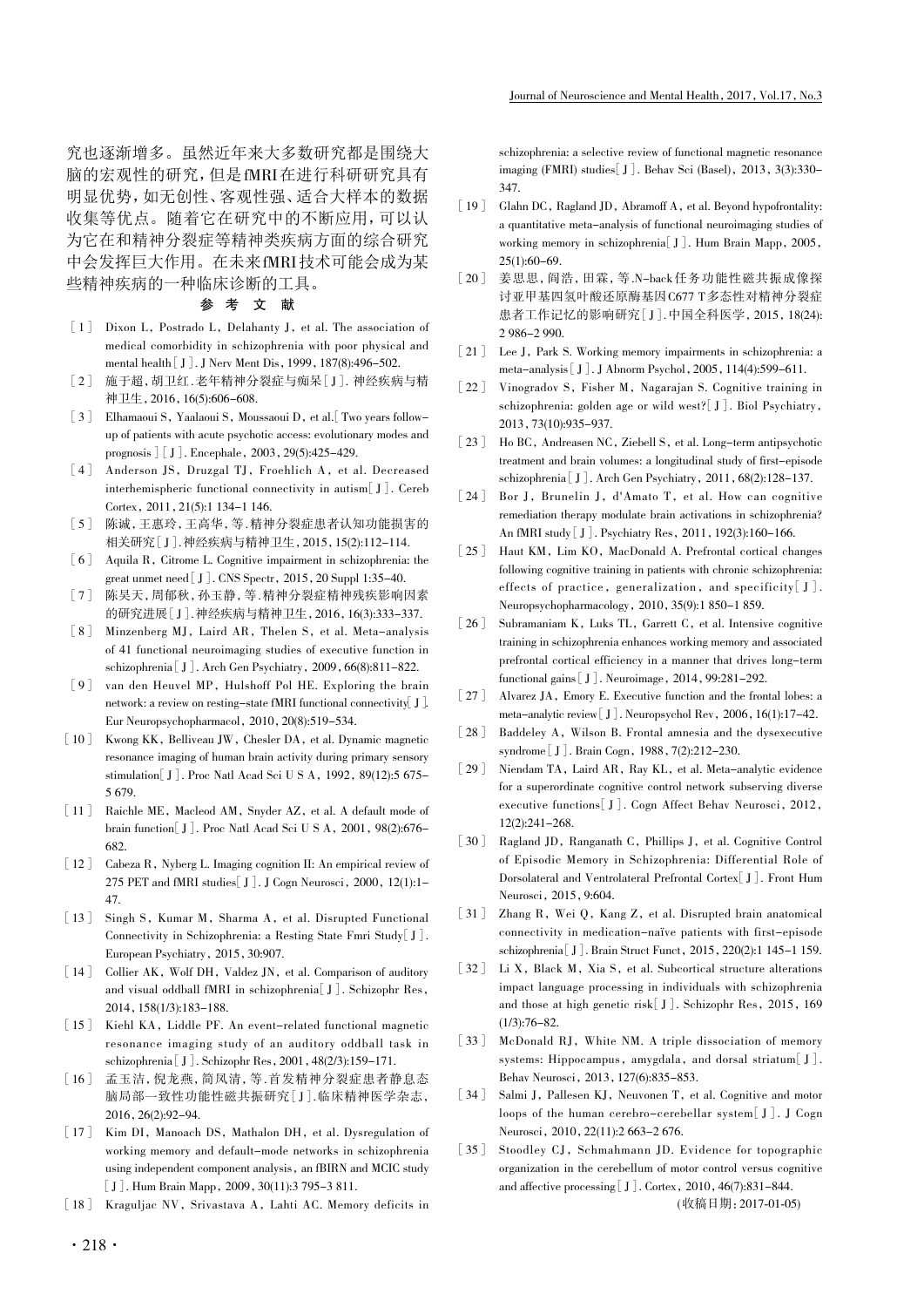究也逐渐增多。虽然近年来大多数研究都是围绕大脑的宏观性的研究，但是fMRI在进行科研研究具有明显优势，如无创性、客观性强、适合大样本的数据收集等优点。随着它在研究中的不断应用，可以认为它在和精神分裂症等精神类疾病方面的综合研究中会发挥巨大作用。在未来fMRI技术可能会成为某些精神疾病的一种临床诊断的工具。

## 参 考 文 献

[1] Dixon L, Postrado L, Delahanty J, et al. The association of medical comorbidity in schizophrenia with poor physical and mental health[J]. J Nerv Ment Dis, 1999, 187(8):496–502.

[2] 施于超,胡卫红.老年精神分裂症与痴呆[J].神经疾病与精神卫生, 2016, 16(5):606–608.

[3] Elhamaoui S, Yaalaoui S, Moussaoui D, et al.[Two years follow-up of patients with acute psychotic access: evolutionary modes and prognosis][J]. Encephale, 2003, 29(5):425–429.

[4] Anderson JS, Druzgal TJ, Froehlich A, et al. Decreased interhemispheric functional connectivity in autism[J]. Cereb Cortex, 2011, 21(5):1 134–1 146.

[5] 陈诚,王惠玲,王高华,等.精神分裂症患者认知功能损害的相关研究[J].神经疾病与精神卫生, 2015, 15(2):112–114.

[6] Aquila R, Citrome L. Cognitive impairment in schizophrenia: the great unmet need[J]. CNS Spectr, 2015, 20 Suppl 1:35–40.

[7] 陈昊天,周郁秋,孙玉静,等.精神分裂症精神残疾影响因素的研究进展[J].神经疾病与精神卫生, 2016, 16(3):333–337.

[8] Minzenberg MJ, Laird AR, Thelen S, et al. Meta-analysis of 41 functional neuroimaging studies of executive function in schizophrenia[J]. Arch Gen Psychiatry, 2009, 66(8):811–822.

[9] van den Heuvel MP, Hulshoff Pol HE. Exploring the brain network: a review on resting-state fMRI functional connectivity[J]. Eur Neuropsychopharmacol, 2010, 20(8):519–534.

[10] Kwong KK, Belliveau JW, Chesler DA, et al. Dynamic magnetic resonance imaging of human brain activity during primary sensory stimulation[J]. Proc Natl Acad Sci U S A, 1992, 89(12):5 675–5 679.

[11] Raichle ME, Macleod AM, Snyder AZ, et al. A default mode of brain function[J]. Proc Natl Acad Sci U S A, 2001, 98(2):676–682.

[12] Cabeza R, Nyberg L. Imaging cognition II: An empirical review of 275 PET and fMRI studies[J]. J Cogn Neurosci, 2000, 12(1):1–47.

[13] Singh S, Kumar M, Sharma A, et al. Disrupted Functional Connectivity in Schizophrenia: a Resting State Fmri Study[J]. European Psychiatry, 2015, 30:907.

[14] Collier AK, Wolf DH, Valdez JN, et al. Comparison of auditory and visual oddball fMRI in schizophrenia[J]. Schizophr Res, 2014, 158(1/3):183–188.

[15] Kiehl KA, Liddle PF. An event-related functional magnetic resonance imaging study of an auditory oddball task in schizophrenia[J]. Schizophr Res, 2001, 48(2/3):159–171.

[16] 孟玉洁,倪龙燕,简凤清,等.首发精神分裂症患者静息态脑局部一致性功能性磁共振研究[J].临床精神医学杂志, 2016, 26(2):92–94.

[17] Kim DI, Manoach DS, Mathalon DH, et al. Dysregulation of working memory and default-mode networks in schizophrenia using independent component analysis, an fBIRN and MCIC study[J]. Hum Brain Mapp, 2009, 30(11):3 795–3 811.

[18] Kraguljac NV, Srivastava A, Lahti AC. Memory deficits in schizophrenia: a selective review of functional magnetic resonance imaging (FMRI) studies[J]. Behav Sci (Basel), 2013, 3(3):330–347.

[19] Glahn DC, Ragland JD, Abramoff A, et al. Beyond hypofrontality: a quantitative meta-analysis of functional neuroimaging studies of working memory in schizophrenia[J]. Hum Brain Mapp, 2005, 25(1):60–69.

[20] 姜思思,阎浩,田霖,等.N-back任务功能性磁共振成像探讨亚甲基四氢叶酸还原酶基因C677 T多态性对精神分裂症患者工作记忆的影响研究[J].中国全科医学, 2015, 18(24): 2 986–2 990.

[21] Lee J, Park S. Working memory impairments in schizophrenia: a meta-analysis[J]. J Abnorm Psychol, 2005, 114(4):599–611.

[22] Vinogradov S, Fisher M, Nagarajan S. Cognitive training in schizophrenia: golden age or wild west?[J]. Biol Psychiatry, 2013, 73(10):935–937.

[23] Ho BC, Andreasen NC, Ziebell S, et al. Long-term antipsychotic treatment and brain volumes: a longitudinal study of first-episode schizophrenia[J]. Arch Gen Psychiatry, 2011, 68(2):128–137.

[24] Bor J, Brunelin J, d'Amato T, et al. How can cognitive remediation therapy modulate brain activations in schizophrenia? An fMRI study[J]. Psychiatry Res, 2011, 192(3):160–166.

[25] Haut KM, Lim KO, MacDonald A. Prefrontal cortical changes following cognitive training in patients with chronic schizophrenia: effects of practice, generalization, and specificity[J]. Neuropsychopharmacology, 2010, 35(9):1 850–1 859.

[26] Subramaniam K, Luks TL, Garrett C, et al. Intensive cognitive training in schizophrenia enhances working memory and associated prefrontal cortical efficiency in a manner that drives long-term functional gains[J]. Neuroimage, 2014, 99:281–292.

[27] Alvarez JA, Emory E. Executive function and the frontal lobes: a meta-analytic review[J]. Neuropsychol Rev, 2006, 16(1):17–42.

[28] Baddeley A, Wilson B. Frontal amnesia and the dysexecutive syndrome[J]. Brain Cogn, 1988, 7(2):212–230.

[29] Niendam TA, Laird AR, Ray KL, et al. Meta-analytic evidence for a superordinate cognitive control network subserving diverse executive functions[J]. Cogn Affect Behav Neurosci, 2012, 12(2):241–268.

[30] Ragland JD, Ranganath C, Phillips J, et al. Cognitive Control of Episodic Memory in Schizophrenia: Differential Role of Dorsolateral and Ventrolateral Prefrontal Cortex[J]. Front Hum Neurosci, 2015, 9:604.

[31] Zhang R, Wei Q, Kang Z, et al. Disrupted brain anatomical connectivity in medication-naïve patients with first-episode schizophrenia[J]. Brain Struct Funct, 2015, 220(2):1 145–1 159.

[32] Li X, Black M, Xia S, et al. Subcortical structure alterations impact language processing in individuals with schizophrenia and those at high genetic risk[J]. Schizophr Res, 2015, 169(1/3):76–82.

[33] McDonald RJ, White NM. A triple dissociation of memory systems: Hippocampus, amygdala, and dorsal striatum[J]. Behav Neurosci, 2013, 127(6):835–853.

[34] Salmi J, Pallesen KJ, Neuvonen T, et al. Cognitive and motor loops of the human cerebro-cerebellar system[J]. J Cogn Neurosci, 2010, 22(11):2 663–2 676.

[35] Stoodley CJ, Schmahmann JD. Evidence for topographic organization in the cerebellum of motor control versus cognitive and affective processing[J]. Cortex, 2010, 46(7):831–844.

(收稿日期:2017-01-05)